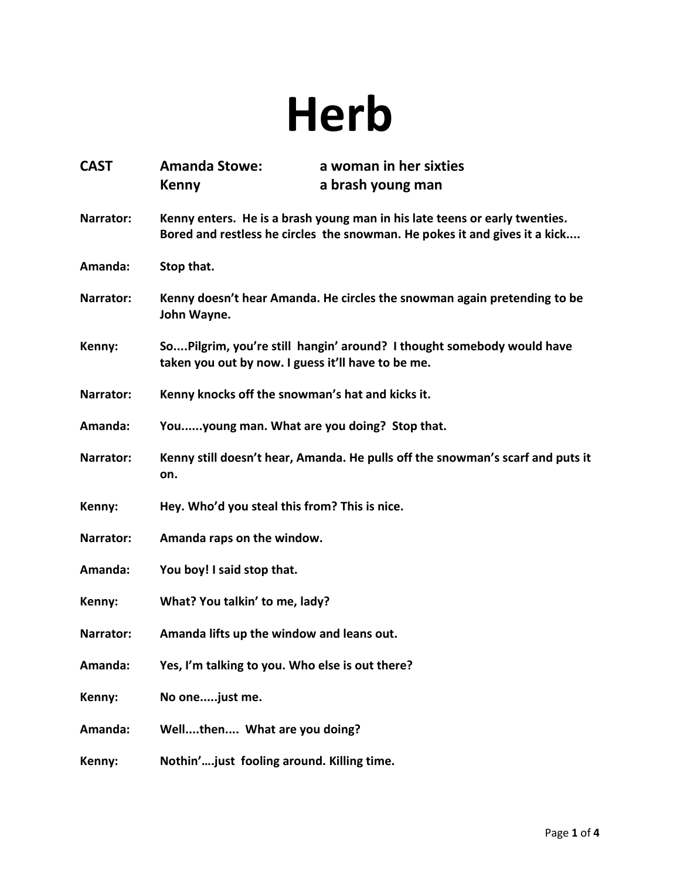# Herb

| CAST | Amanda Stowe: | a woman in her sixties |
| --- | --- | --- |
| | Kenny | a brash young man |

**Narrator:** Kenny enters. He is a brash young man in his late teens or early twenties. Bored and restless he circles the snowman. He pokes it and gives it a kick....

**Amanda:** Stop that.

**Narrator:** Kenny doesn't hear Amanda. He circles the snowman again pretending to be John Wayne.

**Kenny:** So....Pilgrim, you're still hangin' around? I thought somebody would have taken you out by now. I guess it'll have to be me.

**Narrator:** Kenny knocks off the snowman's hat and kicks it.

**Amanda:** You......young man. What are you doing? Stop that.

**Narrator:** Kenny still doesn't hear, Amanda. He pulls off the snowman's scarf and puts it on.

**Kenny:** Hey. Who'd you steal this from? This is nice.

**Narrator:** Amanda raps on the window.

**Amanda:** You boy! I said stop that.

**Kenny:** What? You talkin' to me, lady?

**Narrator:** Amanda lifts up the window and leans out.

**Amanda:** Yes, I'm talking to you. Who else is out there?

**Kenny:** No one.....just me.

**Amanda:** Well....then.... What are you doing?

**Kenny:** Nothin'….just fooling around. Killing time.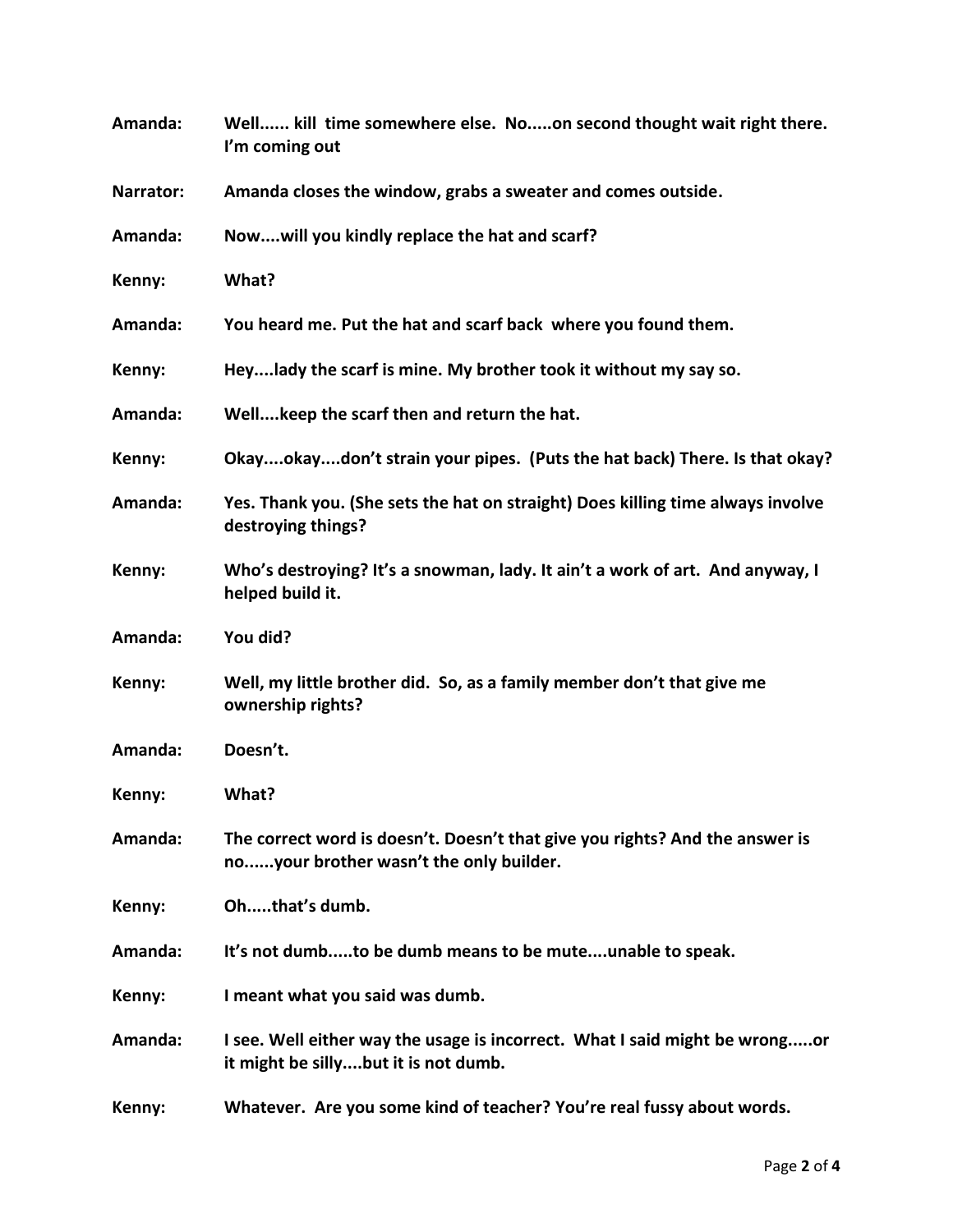**Amanda:** **Well...... kill time somewhere else. No.....on second thought wait right there. I'm coming out**

**Narrator:** **Amanda closes the window, grabs a sweater and comes outside.**

**Amanda:** **Now....will you kindly replace the hat and scarf?**

**Kenny:** **What?**

**Amanda:** **You heard me. Put the hat and scarf back where you found them.**

**Kenny:** **Hey....lady the scarf is mine. My brother took it without my say so.**

**Amanda:** **Well....keep the scarf then and return the hat.**

**Kenny:** **Okay....okay....don't strain your pipes. (Puts the hat back) There. Is that okay?**

**Amanda:** **Yes. Thank you. (She sets the hat on straight) Does killing time always involve destroying things?**

**Kenny:** **Who's destroying? It's a snowman, lady. It ain't a work of art. And anyway, I helped build it.**

**Amanda:** **You did?**

**Kenny:** **Well, my little brother did. So, as a family member don't that give me ownership rights?**

**Amanda:** **Doesn't.**

**Kenny:** **What?**

**Amanda:** **The correct word is doesn't. Doesn't that give you rights? And the answer is no......your brother wasn't the only builder.**

**Kenny:** **Oh.....that's dumb.**

**Amanda:** **It's not dumb.....to be dumb means to be mute....unable to speak.**

**Kenny:** **I meant what you said was dumb.**

**Amanda:** **I see. Well either way the usage is incorrect. What I said might be wrong.....or it might be silly....but it is not dumb.**

**Kenny:** **Whatever. Are you some kind of teacher? You're real fussy about words.**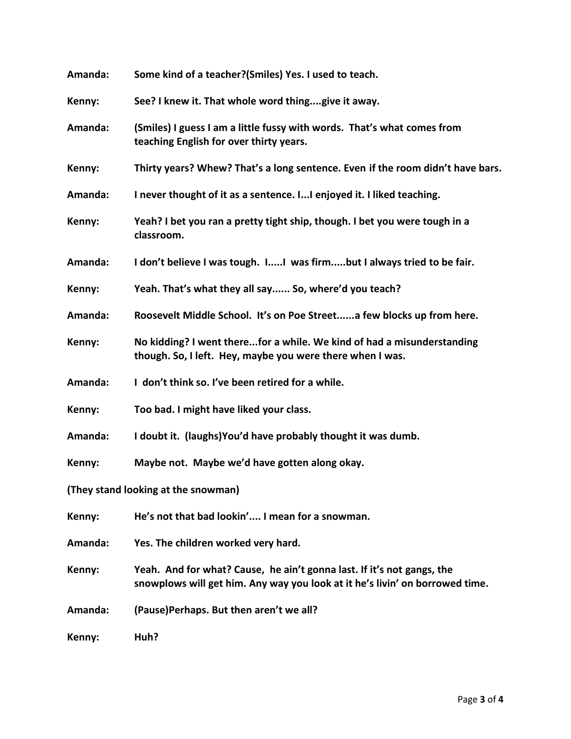**Amanda:** Some kind of a teacher?(Smiles) Yes. I used to teach.

**Kenny:** See? I knew it. That whole word thing....give it away.

**Amanda:** (Smiles) I guess I am a little fussy with words. That's what comes from teaching English for over thirty years.

**Kenny:** Thirty years? Whew? That's a long sentence. Even if the room didn't have bars.

**Amanda:** I never thought of it as a sentence. I...I enjoyed it. I liked teaching.

**Kenny:** Yeah? I bet you ran a pretty tight ship, though. I bet you were tough in a classroom.

**Amanda:** I don't believe I was tough. I.....I was firm.....but I always tried to be fair.

**Kenny:** Yeah. That's what they all say...... So, where'd you teach?

**Amanda:** Roosevelt Middle School. It's on Poe Street......a few blocks up from here.

**Kenny:** No kidding? I went there...for a while. We kind of had a misunderstanding though. So, I left. Hey, maybe you were there when I was.

**Amanda:** I don't think so. I've been retired for a while.

**Kenny:** Too bad. I might have liked your class.

**Amanda:** I doubt it. (laughs)You'd have probably thought it was dumb.

**Kenny:** Maybe not. Maybe we'd have gotten along okay.

**(They stand looking at the snowman)**

**Kenny:** He's not that bad lookin'.... I mean for a snowman.

**Amanda:** Yes. The children worked very hard.

**Kenny:** Yeah. And for what? Cause, he ain't gonna last. If it's not gangs, the snowplows will get him. Any way you look at it he's livin' on borrowed time.

**Amanda:** (Pause)Perhaps. But then aren't we all?

**Kenny:** Huh?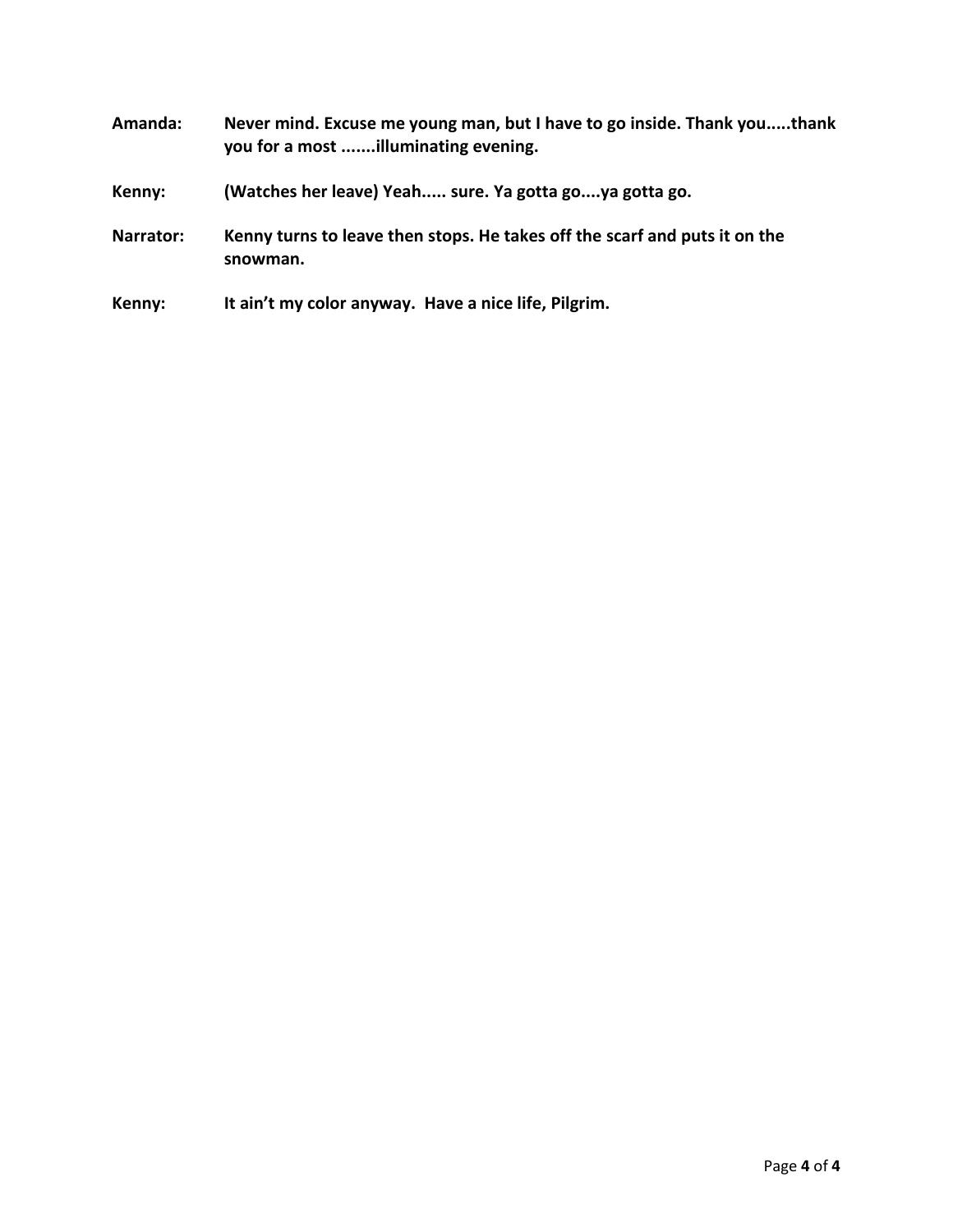**Amanda:** **Never mind. Excuse me young man, but I have to go inside. Thank you.....thank you for a most .......illuminating evening.**

**Kenny:** **(Watches her leave) Yeah..... sure. Ya gotta go....ya gotta go.**

**Narrator:** **Kenny turns to leave then stops. He takes off the scarf and puts it on the snowman.**

**Kenny:** **It ain't my color anyway. Have a nice life, Pilgrim.**